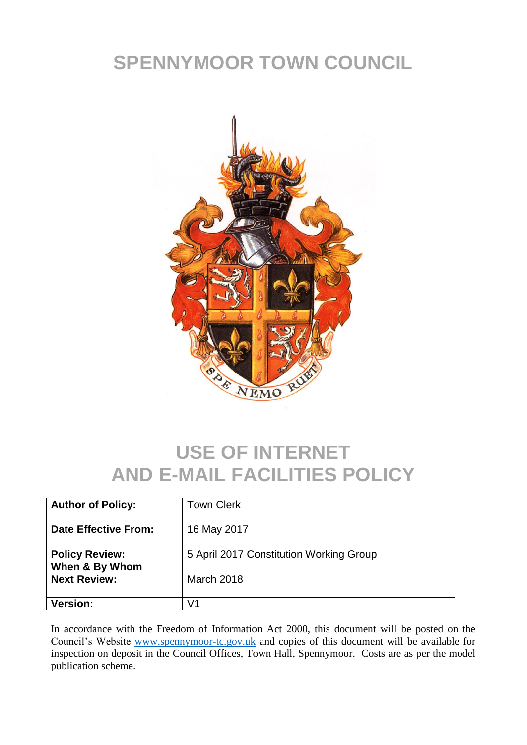# SPENNYMOOR TOWN COUNCIL

# USE OF INTERNET AND E-MAIL FACILITIES POLICY

| | |
|---|---|
| **Author of Policy:** | Town Clerk |
| **Date Effective From:** | 16 May 2017 |
| **Policy Review: When & By Whom** | 5 April 2017 Constitution Working Group |
| **Next Review:** | March 2018 |
| **Version:** | V1 |

In accordance with the Freedom of Information Act 2000, this document will be posted on the Council's Website www.spennymoor-tc.gov.uk and copies of this document will be available for inspection on deposit in the Council Offices, Town Hall, Spennymoor. Costs are as per the model publication scheme.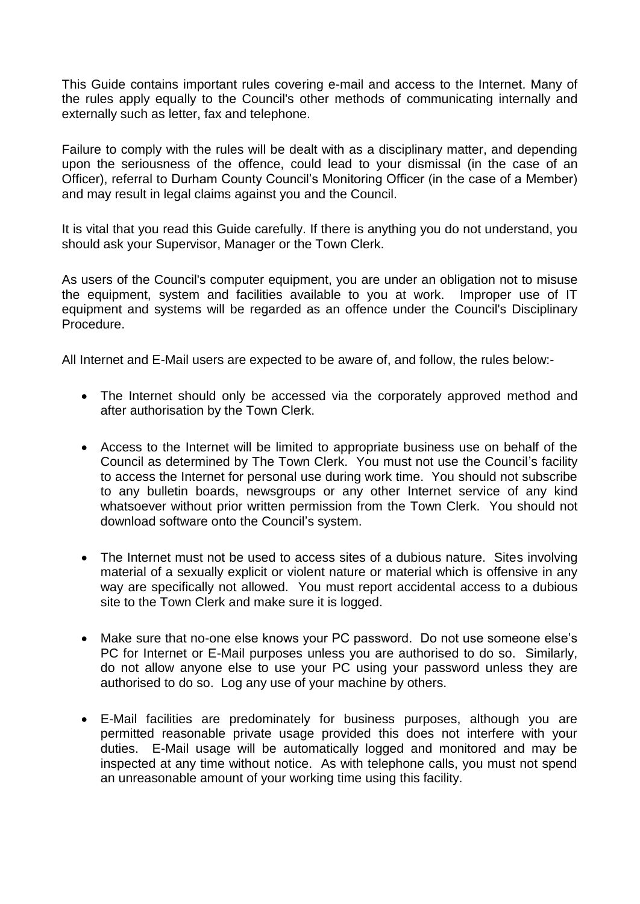This Guide contains important rules covering e-mail and access to the Internet. Many of the rules apply equally to the Council's other methods of communicating internally and externally such as letter, fax and telephone.

Failure to comply with the rules will be dealt with as a disciplinary matter, and depending upon the seriousness of the offence, could lead to your dismissal (in the case of an Officer), referral to Durham County Council's Monitoring Officer (in the case of a Member) and may result in legal claims against you and the Council.

It is vital that you read this Guide carefully. If there is anything you do not understand, you should ask your Supervisor, Manager or the Town Clerk.

As users of the Council's computer equipment, you are under an obligation not to misuse the equipment, system and facilities available to you at work. Improper use of IT equipment and systems will be regarded as an offence under the Council's Disciplinary Procedure.

All Internet and E-Mail users are expected to be aware of, and follow, the rules below:-

- The Internet should only be accessed via the corporately approved method and after authorisation by the Town Clerk.

- Access to the Internet will be limited to appropriate business use on behalf of the Council as determined by The Town Clerk. You must not use the Council's facility to access the Internet for personal use during work time. You should not subscribe to any bulletin boards, newsgroups or any other Internet service of any kind whatsoever without prior written permission from the Town Clerk. You should not download software onto the Council's system.

- The Internet must not be used to access sites of a dubious nature. Sites involving material of a sexually explicit or violent nature or material which is offensive in any way are specifically not allowed. You must report accidental access to a dubious site to the Town Clerk and make sure it is logged.

- Make sure that no-one else knows your PC password. Do not use someone else's PC for Internet or E-Mail purposes unless you are authorised to do so. Similarly, do not allow anyone else to use your PC using your password unless they are authorised to do so. Log any use of your machine by others.

- E-Mail facilities are predominately for business purposes, although you are permitted reasonable private usage provided this does not interfere with your duties. E-Mail usage will be automatically logged and monitored and may be inspected at any time without notice. As with telephone calls, you must not spend an unreasonable amount of your working time using this facility.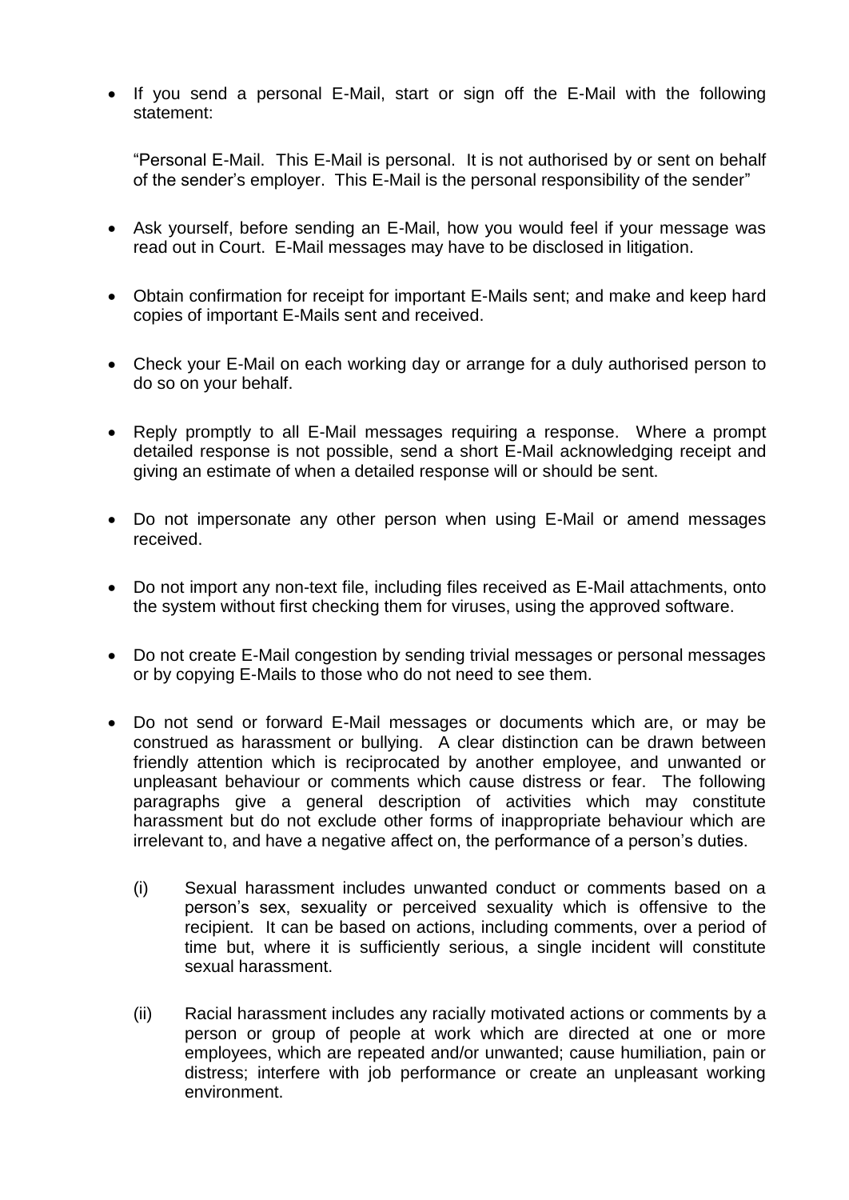- If you send a personal E-Mail, start or sign off the E-Mail with the following statement:

  "Personal E-Mail. This E-Mail is personal. It is not authorised by or sent on behalf of the sender's employer. This E-Mail is the personal responsibility of the sender"

- Ask yourself, before sending an E-Mail, how you would feel if your message was read out in Court. E-Mail messages may have to be disclosed in litigation.

- Obtain confirmation for receipt for important E-Mails sent; and make and keep hard copies of important E-Mails sent and received.

- Check your E-Mail on each working day or arrange for a duly authorised person to do so on your behalf.

- Reply promptly to all E-Mail messages requiring a response. Where a prompt detailed response is not possible, send a short E-Mail acknowledging receipt and giving an estimate of when a detailed response will or should be sent.

- Do not impersonate any other person when using E-Mail or amend messages received.

- Do not import any non-text file, including files received as E-Mail attachments, onto the system without first checking them for viruses, using the approved software.

- Do not create E-Mail congestion by sending trivial messages or personal messages or by copying E-Mails to those who do not need to see them.

- Do not send or forward E-Mail messages or documents which are, or may be construed as harassment or bullying. A clear distinction can be drawn between friendly attention which is reciprocated by another employee, and unwanted or unpleasant behaviour or comments which cause distress or fear. The following paragraphs give a general description of activities which may constitute harassment but do not exclude other forms of inappropriate behaviour which are irrelevant to, and have a negative affect on, the performance of a person's duties.

  (i) Sexual harassment includes unwanted conduct or comments based on a person's sex, sexuality or perceived sexuality which is offensive to the recipient. It can be based on actions, including comments, over a period of time but, where it is sufficiently serious, a single incident will constitute sexual harassment.

  (ii) Racial harassment includes any racially motivated actions or comments by a person or group of people at work which are directed at one or more employees, which are repeated and/or unwanted; cause humiliation, pain or distress; interfere with job performance or create an unpleasant working environment.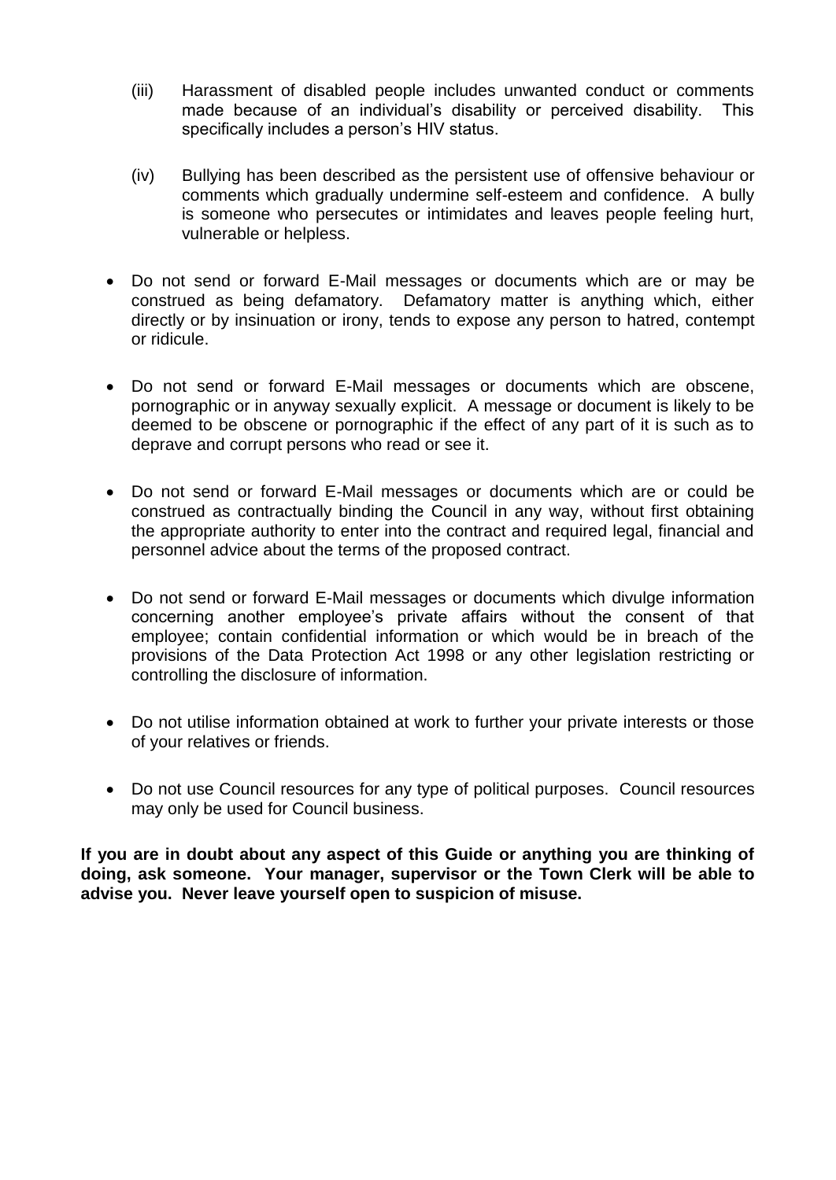(iii) Harassment of disabled people includes unwanted conduct or comments made because of an individual's disability or perceived disability. This specifically includes a person's HIV status.

(iv) Bullying has been described as the persistent use of offensive behaviour or comments which gradually undermine self-esteem and confidence. A bully is someone who persecutes or intimidates and leaves people feeling hurt, vulnerable or helpless.

- Do not send or forward E-Mail messages or documents which are or may be construed as being defamatory. Defamatory matter is anything which, either directly or by insinuation or irony, tends to expose any person to hatred, contempt or ridicule.

- Do not send or forward E-Mail messages or documents which are obscene, pornographic or in anyway sexually explicit. A message or document is likely to be deemed to be obscene or pornographic if the effect of any part of it is such as to deprave and corrupt persons who read or see it.

- Do not send or forward E-Mail messages or documents which are or could be construed as contractually binding the Council in any way, without first obtaining the appropriate authority to enter into the contract and required legal, financial and personnel advice about the terms of the proposed contract.

- Do not send or forward E-Mail messages or documents which divulge information concerning another employee's private affairs without the consent of that employee; contain confidential information or which would be in breach of the provisions of the Data Protection Act 1998 or any other legislation restricting or controlling the disclosure of information.

- Do not utilise information obtained at work to further your private interests or those of your relatives or friends.

- Do not use Council resources for any type of political purposes. Council resources may only be used for Council business.

**If you are in doubt about any aspect of this Guide or anything you are thinking of doing, ask someone. Your manager, supervisor or the Town Clerk will be able to advise you. Never leave yourself open to suspicion of misuse.**